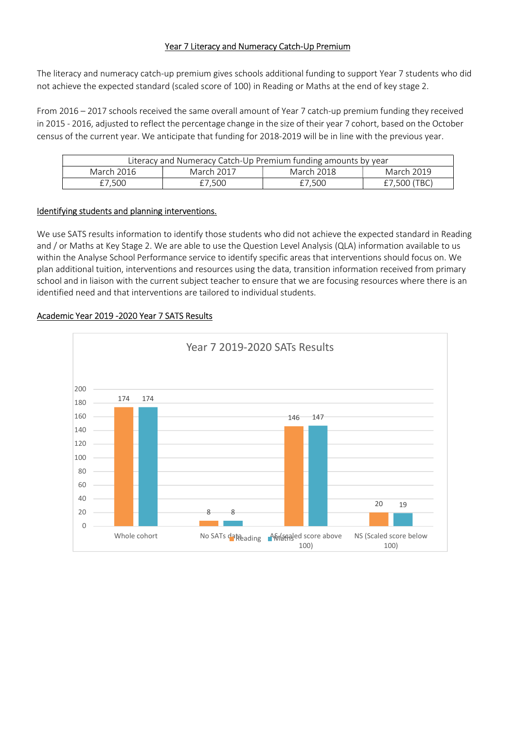# Year 7 Literacy and Numeracy Catch-Up Premium

The literacy and numeracy catch-up premium gives schools additional funding to support Year 7 students who did not achieve the expected standard (scaled score of 100) in Reading or Maths at the end of key stage 2.

From 2016 – 2017 schools received the same overall amount of Year 7 catch-up premium funding they received in 2015 - 2016, adjusted to reflect the percentage change in the size of their year 7 cohort, based on the October census of the current year. We anticipate that funding for 2018-2019 will be in line with the previous year.

| Literacy and Numeracy Catch-Up Premium funding amounts by year | | | |
|---|---|---|---|
| March 2016 | March 2017 | March 2018 | March 2019 |
| £7,500 | £7,500 | £7,500 | £7,500 (TBC) |

## Identifying students and planning interventions.

We use SATS results information to identify those students who did not achieve the expected standard in Reading and / or Maths at Key Stage 2. We are able to use the Question Level Analysis (QLA) information available to us within the Analyse School Performance service to identify specific areas that interventions should focus on. We plan additional tuition, interventions and resources using the data, transition information received from primary school and in liaison with the current subject teacher to ensure that we are focusing resources where there is an identified need and that interventions are tailored to individual students.

## Academic Year 2019 -2020 Year 7 SATS Results

**Year 7 2019-2020 SATs Results**

| | Reading | Maths |
|---|---|---|
| Whole cohort | 174 | 174 |
| No SATs data | 8 | 8 |
| AS (scaled score above 100) | 146 | 147 |
| NS (Scaled score below 100) | 20 | 19 |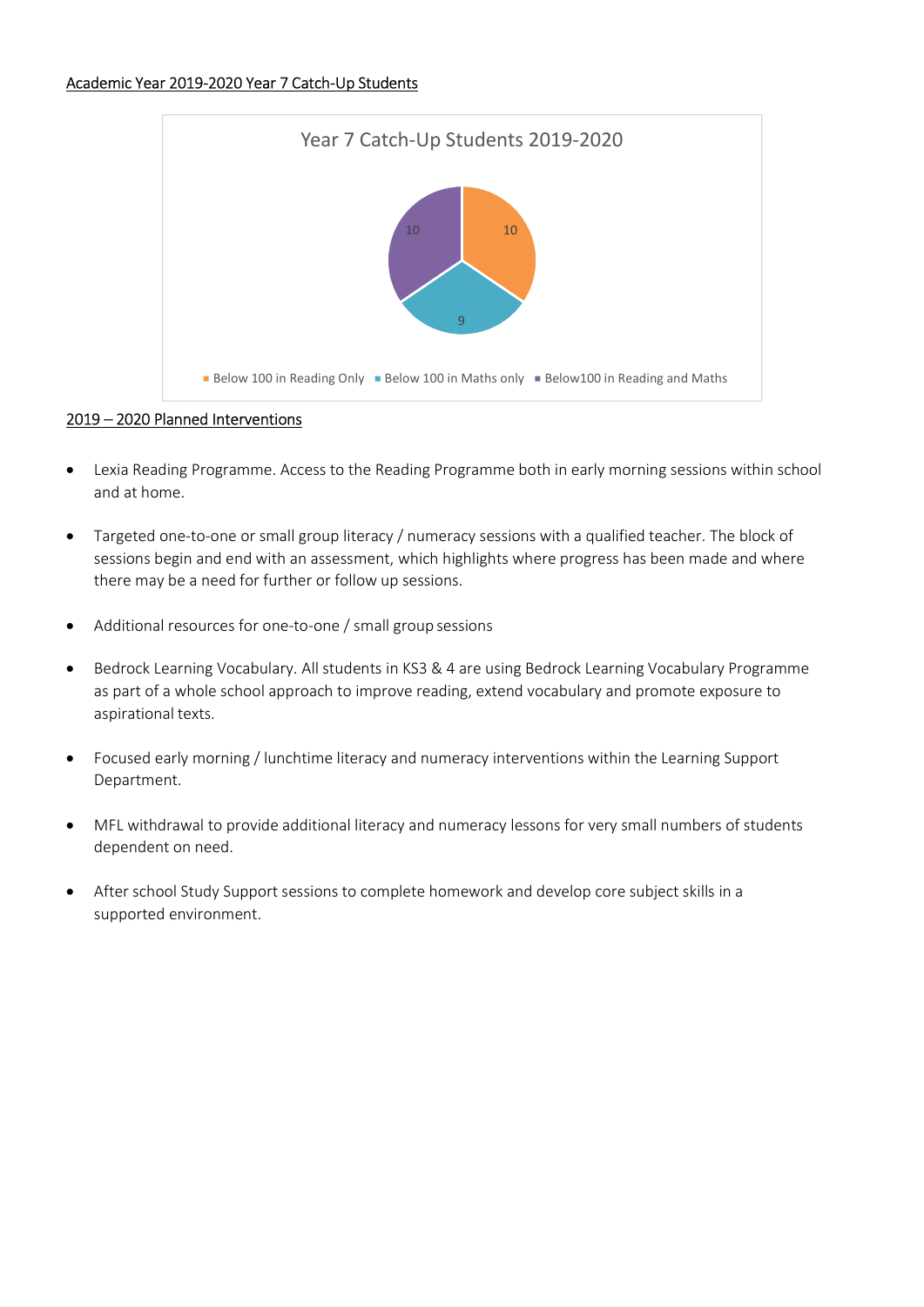Academic Year 2019-2020 Year 7 Catch-Up Students

Year 7 Catch-Up Students 2019-2020

| Category | Students |
| --- | --- |
| Below 100 in Reading Only | 10 |
| Below 100 in Maths only | 9 |
| Below100 in Reading and Maths | 10 |

2019 – 2020 Planned Interventions

- Lexia Reading Programme. Access to the Reading Programme both in early morning sessions within school and at home.
- Targeted one-to-one or small group literacy / numeracy sessions with a qualified teacher. The block of sessions begin and end with an assessment, which highlights where progress has been made and where there may be a need for further or follow up sessions.
- Additional resources for one-to-one / small group sessions
- Bedrock Learning Vocabulary. All students in KS3 & 4 are using Bedrock Learning Vocabulary Programme as part of a whole school approach to improve reading, extend vocabulary and promote exposure to aspirational texts.
- Focused early morning / lunchtime literacy and numeracy interventions within the Learning Support Department.
- MFL withdrawal to provide additional literacy and numeracy lessons for very small numbers of students dependent on need.
- After school Study Support sessions to complete homework and develop core subject skills in a supported environment.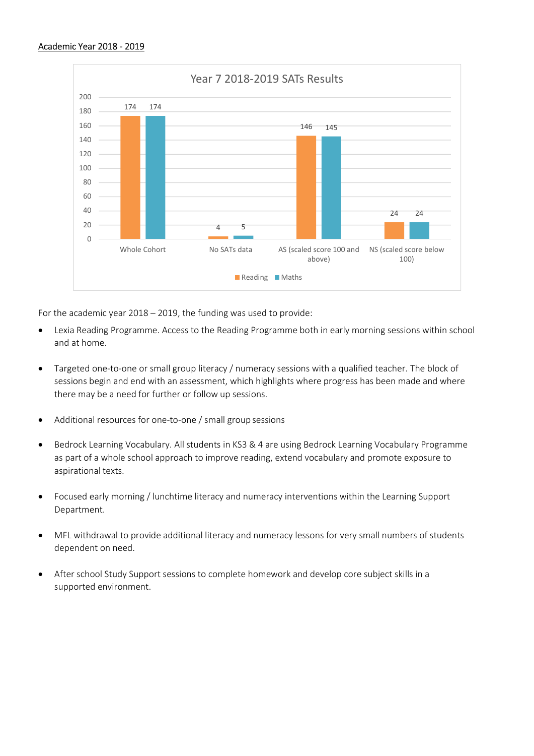Academic Year 2018 - 2019

**Year 7 2018-2019 SATs Results**

| | Reading | Maths |
|---|---|---|
| Whole Cohort | 174 | 174 |
| No SATs data | 4 | 5 |
| AS (scaled score 100 and above) | 146 | 145 |
| NS (scaled score below 100) | 24 | 24 |

For the academic year 2018 – 2019, the funding was used to provide:

- Lexia Reading Programme. Access to the Reading Programme both in early morning sessions within school and at home.
- Targeted one-to-one or small group literacy / numeracy sessions with a qualified teacher. The block of sessions begin and end with an assessment, which highlights where progress has been made and where there may be a need for further or follow up sessions.
- Additional resources for one-to-one / small group sessions
- Bedrock Learning Vocabulary. All students in KS3 & 4 are using Bedrock Learning Vocabulary Programme as part of a whole school approach to improve reading, extend vocabulary and promote exposure to aspirational texts.
- Focused early morning / lunchtime literacy and numeracy interventions within the Learning Support Department.
- MFL withdrawal to provide additional literacy and numeracy lessons for very small numbers of students dependent on need.
- After school Study Support sessions to complete homework and develop core subject skills in a supported environment.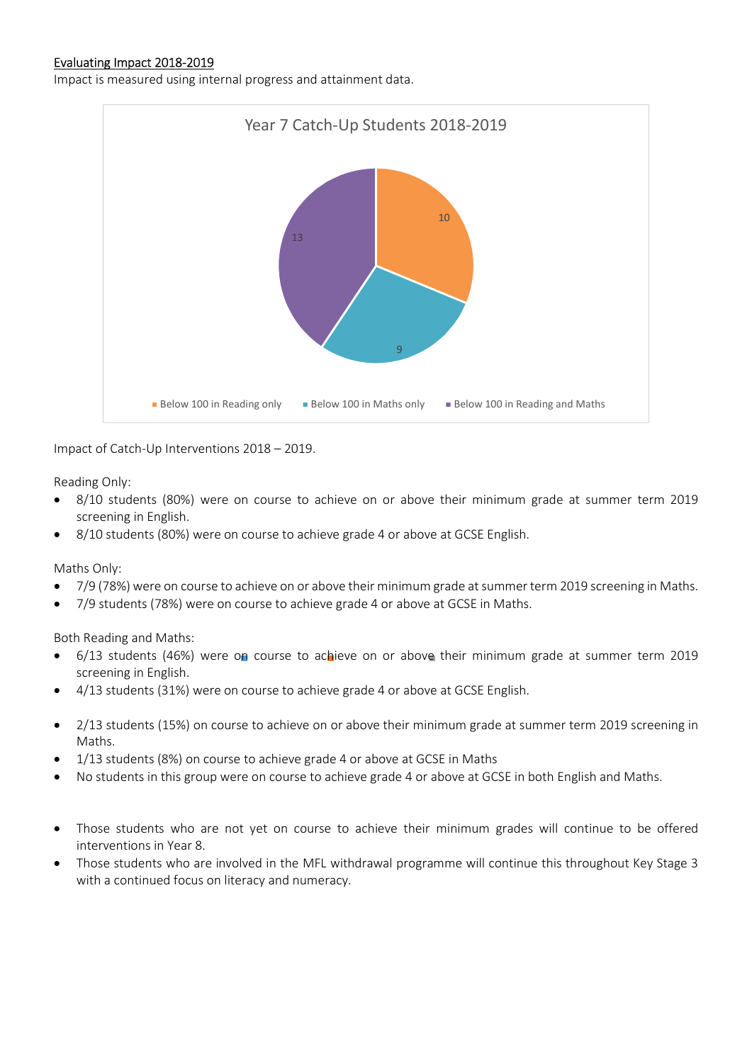Evaluating Impact 2018-2019

Impact is measured using internal progress and attainment data.

Year 7 Catch-Up Students 2018-2019

10

9

13

Below 100 in Reading only

Below 100 in Maths only

Below 100 in Reading and Maths

Impact of Catch-Up Interventions 2018 – 2019.

Reading Only:

- 8/10 students (80%) were on course to achieve on or above their minimum grade at summer term 2019 screening in English.
- 8/10 students (80%) were on course to achieve grade 4 or above at GCSE English.

Maths Only:

- 7/9 (78%) were on course to achieve on or above their minimum grade at summer term 2019 screening in Maths.
- 7/9 students (78%) were on course to achieve grade 4 or above at GCSE in Maths.

Both Reading and Maths:

- 6/13 students (46%) were on course to achieve on or above their minimum grade at summer term 2019 screening in English.
- 4/13 students (31%) were on course to achieve grade 4 or above at GCSE English.

- 2/13 students (15%) on course to achieve on or above their minimum grade at summer term 2019 screening in Maths.
- 1/13 students (8%) on course to achieve grade 4 or above at GCSE in Maths
- No students in this group were on course to achieve grade 4 or above at GCSE in both English and Maths.

- Those students who are not yet on course to achieve their minimum grades will continue to be offered interventions in Year 8.
- Those students who are involved in the MFL withdrawal programme will continue this throughout Key Stage 3 with a continued focus on literacy and numeracy.